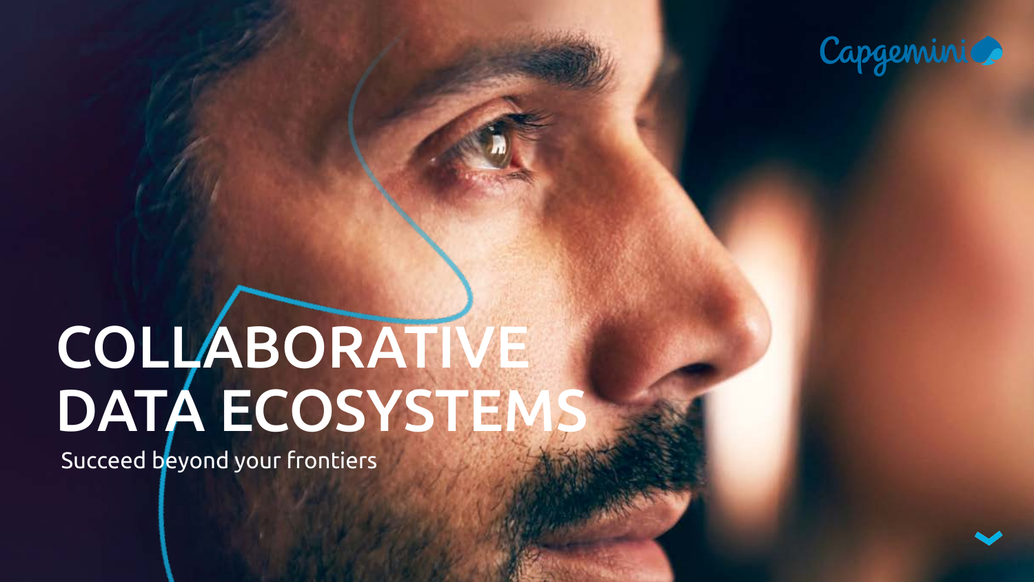# COLLABORATIVE DATA ECOSYSTEMS

Succeed beyond your frontiers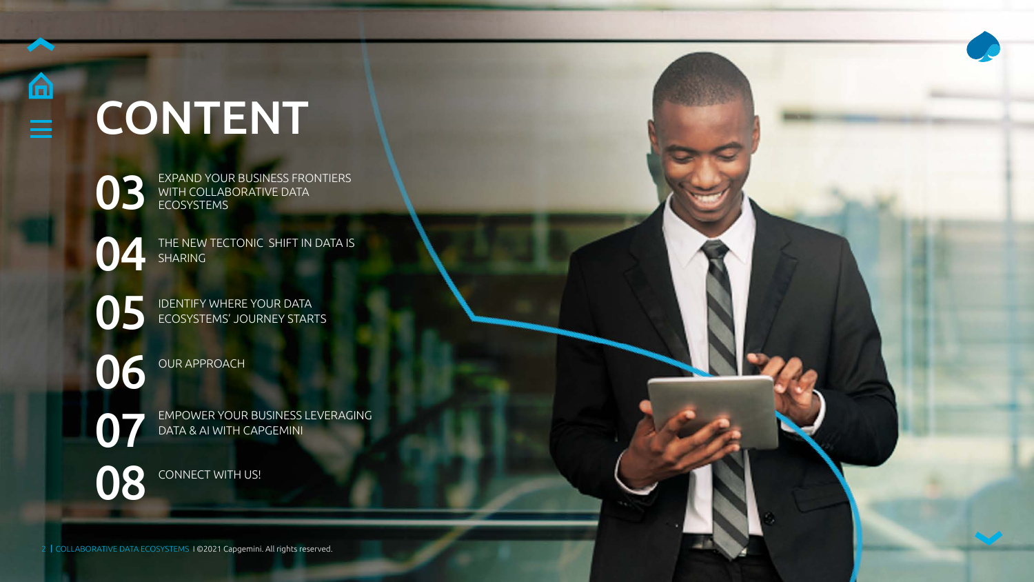# CONTENT

**03** EXPAND YOUR BUSINESS FRONTIERS WITH COLLABORATIVE DATA ECOSYSTEMS

**04** THE NEW TECTONIC SHIFT IN DATA IS SHARING

**05** IDENTIFY WHERE YOUR DATA ECOSYSTEMS' JOURNEY STARTS

**06** OUR APPROACH

**07** EMPOWER YOUR BUSINESS LEVERAGING DATA & AI WITH CAPGEMINI

**08** CONNECT WITH US!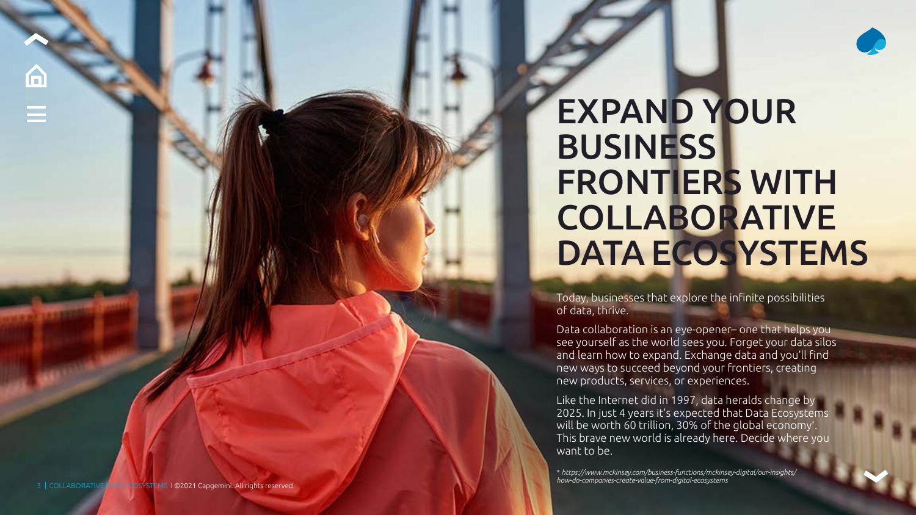# EXPAND YOUR BUSINESS FRONTIERS WITH COLLABORATIVE DATA ECOSYSTEMS

Today, businesses that explore the infinite possibilities of data, thrive.

Data collaboration is an eye-opener– one that helps you see yourself as the world sees you. Forget your data silos and learn how to expand. Exchange data and you'll find new ways to succeed beyond your frontiers, creating new products, services, or experiences.

Like the Internet did in 1997, data heralds change by 2025. In just 4 years it's expected that Data Ecosystems will be worth 60 trillion, 30% of the global economy*. This brave new world is already here. Decide where you want to be.

* *https://www.mckinsey.com/business-functions/mckinsey-digital/our-insights/how-do-companies-create-value-from-digital-ecosystems*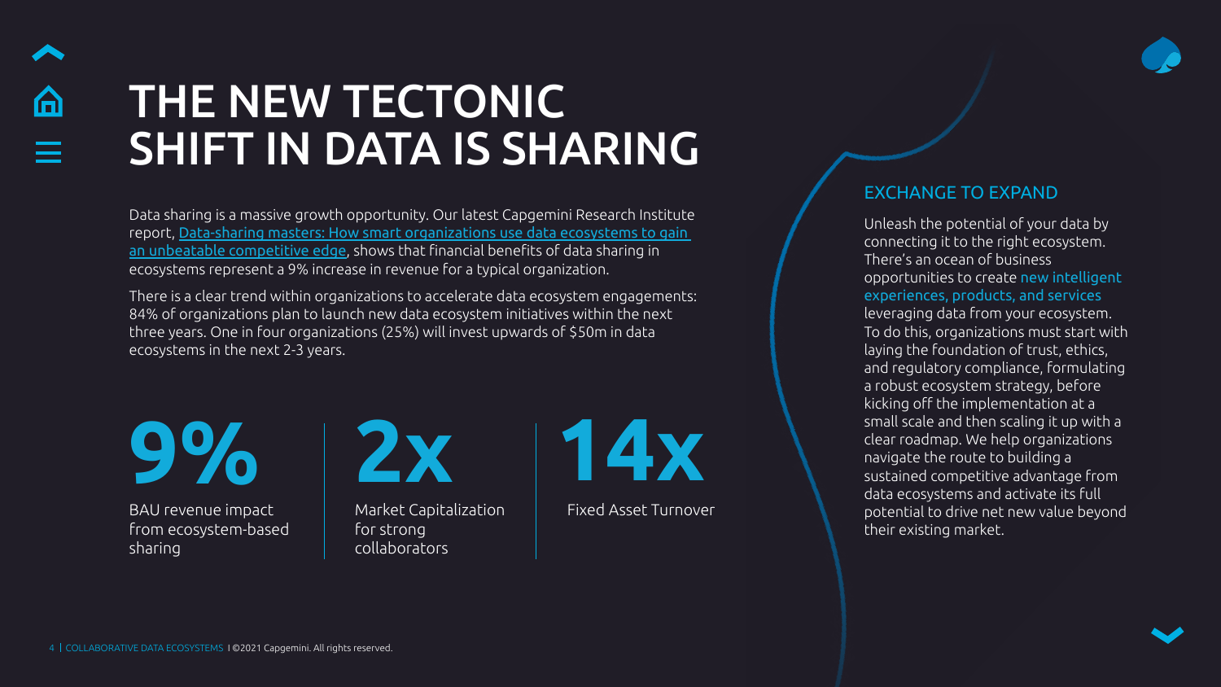# THE NEW TECTONIC SHIFT IN DATA IS SHARING

Data sharing is a massive growth opportunity. Our latest Capgemini Research Institute report, Data-sharing masters: How smart organizations use data ecosystems to gain an unbeatable competitive edge, shows that financial benefits of data sharing in ecosystems represent a 9% increase in revenue for a typical organization.

There is a clear trend within organizations to accelerate data ecosystem engagements: 84% of organizations plan to launch new data ecosystem initiatives within the next three years. One in four organizations (25%) will invest upwards of $50m in data ecosystems in the next 2-3 years.

**9%**
BAU revenue impact from ecosystem-based sharing

**2x**
Market Capitalization for strong collaborators

**14x**
Fixed Asset Turnover

## EXCHANGE TO EXPAND

Unleash the potential of your data by connecting it to the right ecosystem. There's an ocean of business opportunities to create new intelligent experiences, products, and services leveraging data from your ecosystem. To do this, organizations must start with laying the foundation of trust, ethics, and regulatory compliance, formulating a robust ecosystem strategy, before kicking off the implementation at a small scale and then scaling it up with a clear roadmap. We help organizations navigate the route to building a sustained competitive advantage from data ecosystems and activate its full potential to drive net new value beyond their existing market.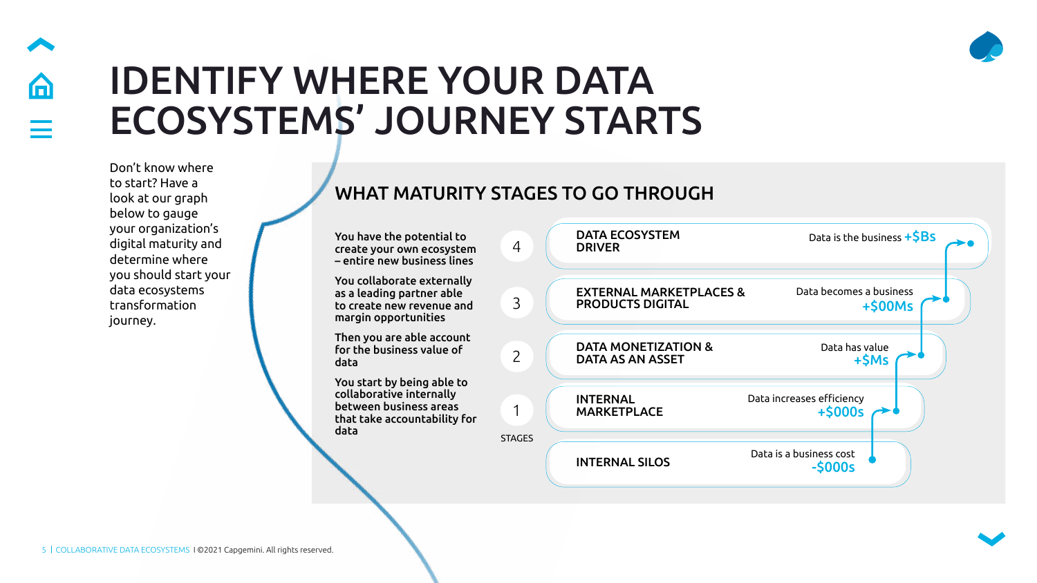# IDENTIFY WHERE YOUR DATA ECOSYSTEMS' JOURNEY STARTS

Don't know where to start? Have a look at our graph below to gauge your organization's digital maturity and determine where you should start your data ecosystems transformation journey.

## WHAT MATURITY STAGES TO GO THROUGH

| STAGES | Description | Stage | Value |
|---|---|---|---|
| 4 | You have the potential to create your own ecosystem – entire new business lines | **DATA ECOSYSTEM DRIVER** | Data is the business **+$Bs** |
| 3 | You collaborate externally as a leading partner able to create new revenue and margin opportunities | **EXTERNAL MARKETPLACES & PRODUCTS DIGITAL** | Data becomes a business **+$00Ms** |
| 2 | Then you are able account for the business value of data | **DATA MONETIZATION & DATA AS AN ASSET** | Data has value **+$Ms** |
| 1 | You start by being able to collaborative internally between business areas that take accountability for data | **INTERNAL MARKETPLACE** | Data increases efficiency **+$000s** |
| | | **INTERNAL SILOS** | Data is a business cost **-$000s** |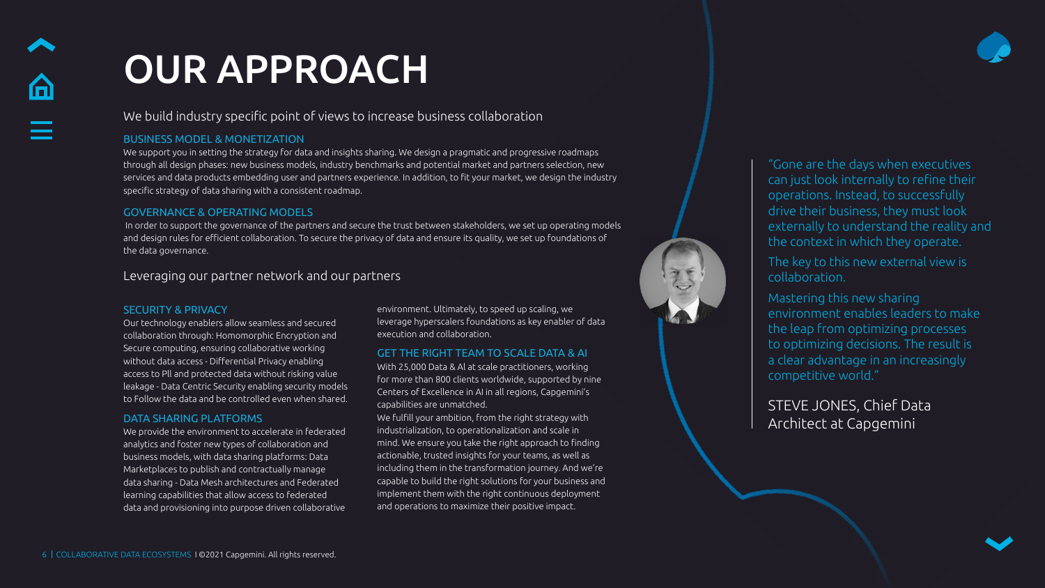# OUR APPROACH

We build industry specific point of views to increase business collaboration

### BUSINESS MODEL & MONETIZATION

We support you in setting the strategy for data and insights sharing. We design a pragmatic and progressive roadmaps through all design phases: new business models, industry benchmarks and potential market and partners selection, new services and data products embedding user and partners experience. In addition, to fit your market, we design the industry specific strategy of data sharing with a consistent roadmap.

### GOVERNANCE & OPERATING MODELS

In order to support the governance of the partners and secure the trust between stakeholders, we set up operating models and design rules for efficient collaboration. To secure the privacy of data and ensure its quality, we set up foundations of the data governance.

Leveraging our partner network and our partners

### SECURITY & PRIVACY

Our technology enablers allow seamless and secured collaboration through: Homomorphic Encryption and Secure computing, ensuring collaborative working without data access - Differential Privacy enabling access to PII and protected data without risking value leakage - Data Centric Security enabling security models to follow the data and be controlled even when shared.

### DATA SHARING PLATFORMS

We provide the environment to accelerate in federated analytics and foster new types of collaboration and business models, with data sharing platforms: Data Marketplaces to publish and contractually manage data sharing - Data Mesh architectures and Federated learning capabilities that allow access to federated data and provisioning into purpose driven collaborative environment. Ultimately, to speed up scaling, we leverage hyperscalers foundations as key enabler of data execution and collaboration.

### GET THE RIGHT TEAM TO SCALE DATA & AI

With 25,000 Data & AI at scale practitioners, working for more than 800 clients worldwide, supported by nine Centers of Excellence in AI in all regions, Capgemini's capabilities are unmatched.

We fulfill your ambition, from the right strategy with industrialization, to operationalization and scale in mind. We ensure you take the right approach to finding actionable, trusted insights for your teams, as well as including them in the transformation journey. And we're capable to build the right solutions for your business and implement them with the right continuous deployment and operations to maximize their positive impact.

> "Gone are the days when executives can just look internally to refine their operations. Instead, to successfully drive their business, they must look externally to understand the reality and the context in which they operate.
>
> The key to this new external view is collaboration.
>
> Mastering this new sharing environment enables leaders to make the leap from optimizing processes to optimizing decisions. The result is a clear advantage in an increasingly competitive world."
>
> STEVE JONES, Chief Data Architect at Capgemini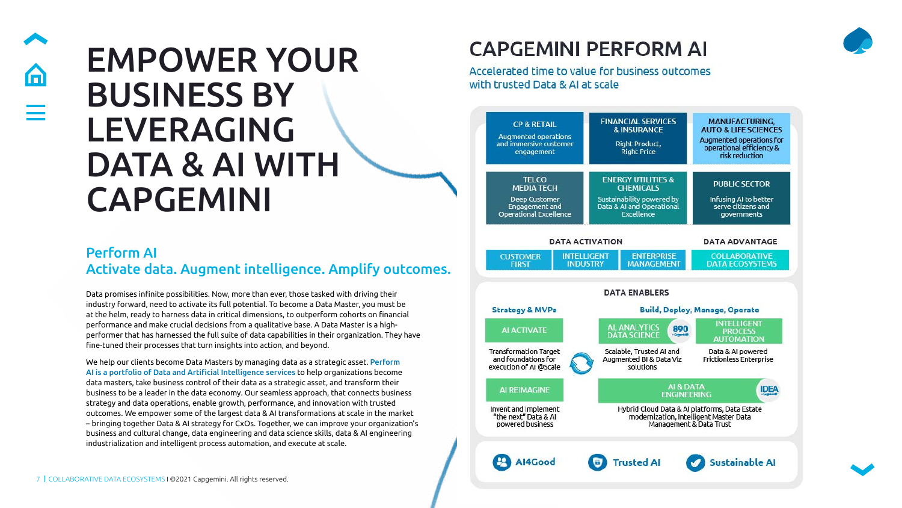# EMPOWER YOUR BUSINESS BY LEVERAGING DATA & AI WITH CAPGEMINI

## Perform AI
## Activate data. Augment intelligence. Amplify outcomes.

Data promises infinite possibilities. Now, more than ever, those tasked with driving their industry forward, need to activate its full potential. To become a Data Master, you must be at the helm, ready to harness data in critical dimensions, to outperform cohorts on financial performance and make crucial decisions from a qualitative base. A Data Master is a high-performer that has harnessed the full suite of data capabilities in their organization. They have fine-tuned their processes that turn insights into action, and beyond.

We help our clients become Data Masters by managing data as a strategic asset. Perform AI is a portfolio of Data and Artificial Intelligence services to help organizations become data masters, take business control of their data as a strategic asset, and transform their business to be a leader in the data economy. Our seamless approach, that connects business strategy and data operations, enable growth, performance, and innovation with trusted outcomes. We empower some of the largest data & AI transformations at scale in the market – bringing together Data & AI strategy for CxOs. Together, we can improve your organization's business and cultural change, data engineering and data science skills, data & AI engineering industrialization and intelligent process automation, and execute at scale.

# CAPGEMINI PERFORM AI

Accelerated time to value for business outcomes with trusted Data & AI at scale

**CP & RETAIL** – Augmented operations and immersive customer engagement

**FINANCIAL SERVICES & INSURANCE** – Right Product, Right Price

**MANUFACTURING, AUTO & LIFE SCIENCES** – Augmented operations for operational efficiency & risk reduction

**TELCO MEDIA TECH** – Deep Customer Engagement and Operational Excellence

**ENERGY UTILITIES & CHEMICALS** – Sustainability powered by Data & AI and Operational Excellence

**PUBLIC SECTOR** – Infusing AI to better serve citizens and governments

**DATA ACTIVATION**: CUSTOMER FIRST | INTELLIGENT INDUSTRY | ENTERPRISE MANAGEMENT

**DATA ADVANTAGE**: COLLABORATIVE DATA ECOSYSTEMS

**DATA ENABLERS**

**Strategy & MVPs**

- **AI ACTIVATE** – Transformation Target and foundations for execution of AI @Scale
- **AI REIMAGINE** – Invent and implement "the next" Data & AI powered business

**Build, Deploy, Manage, Operate**

- **AI, ANALYTICS DATA SCIENCE** (890 by Capgemini) – Scalable, Trusted AI and Augmented BI & Data Viz solutions
- **INTELLIGENT PROCESS AUTOMATION** – Data & AI powered Frictionless Enterprise
- **AI & DATA ENGINEERING** (IDEA by Capgemini) – Hybrid Cloud Data & AI platforms, Data Estate modernization, Intelligent Master Data Management & Data Trust

AI4Good | Trusted AI | Sustainable AI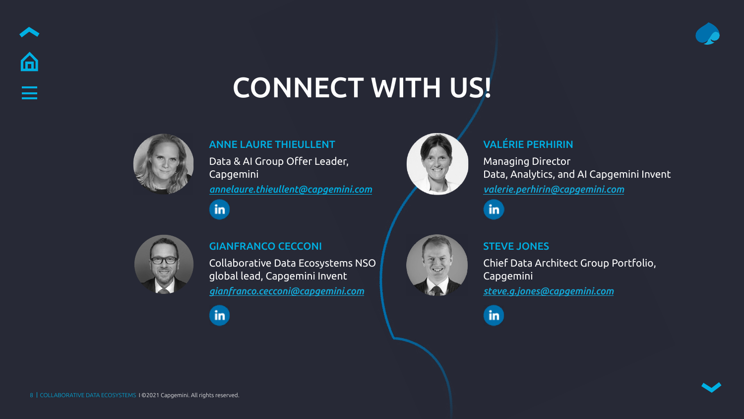# CONNECT WITH US!

### ANNE LAURE THIEULLENT

Data & AI Group Offer Leader, Capgemini

*annelaure.thieullent@capgemini.com*

### VALÉRIE PERHIRIN

Managing Director
Data, Analytics, and AI Capgemini Invent

*valerie.perhirin@capgemini.com*

### GIANFRANCO CECCONI

Collaborative Data Ecosystems NSO global lead, Capgemini Invent

*gianfranco.cecconi@capgemini.com*

### STEVE JONES

Chief Data Architect Group Portfolio, Capgemini

*steve.g.jones@capgemini.com*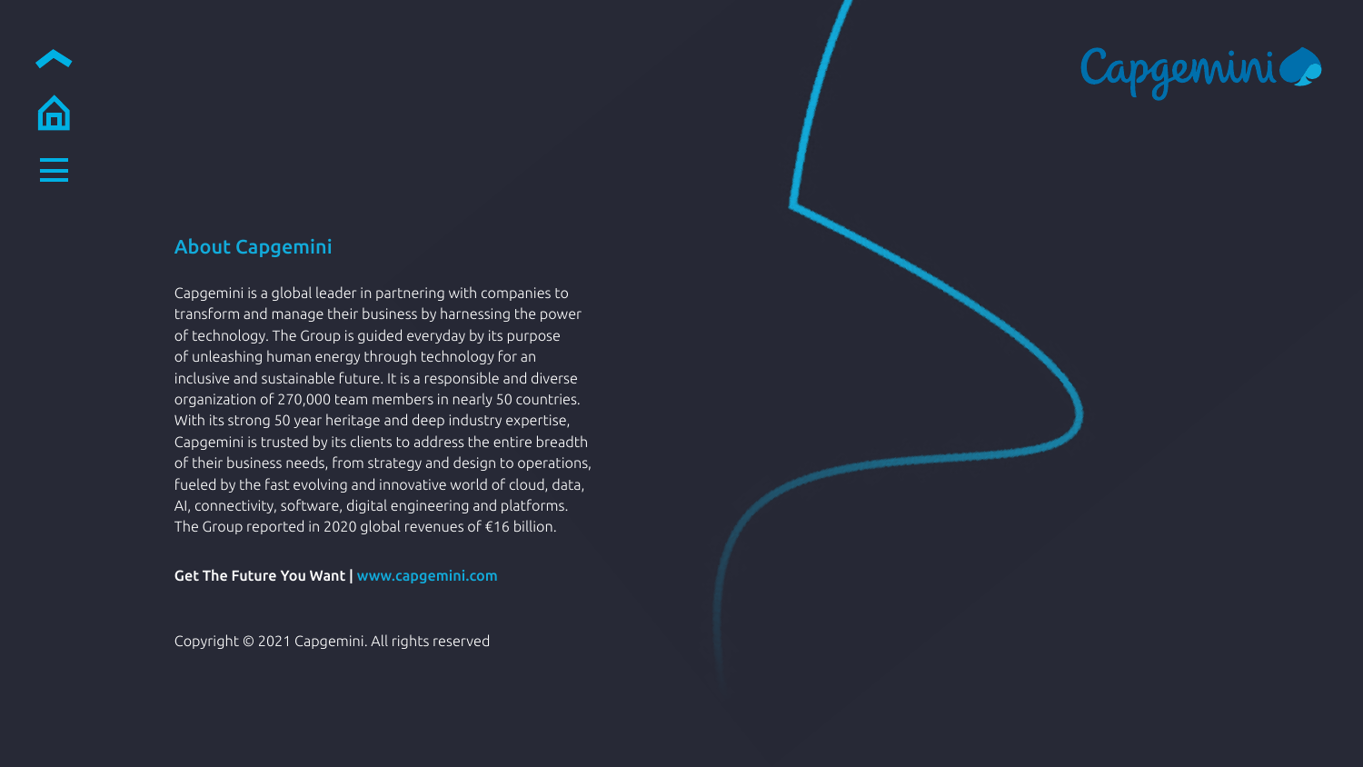## About Capgemini

Capgemini is a global leader in partnering with companies to transform and manage their business by harnessing the power of technology. The Group is guided everyday by its purpose of unleashing human energy through technology for an inclusive and sustainable future. It is a responsible and diverse organization of 270,000 team members in nearly 50 countries. With its strong 50 year heritage and deep industry expertise, Capgemini is trusted by its clients to address the entire breadth of their business needs, from strategy and design to operations, fueled by the fast evolving and innovative world of cloud, data, AI, connectivity, software, digital engineering and platforms. The Group reported in 2020 global revenues of €16 billion.

**Get The Future You Want |** www.capgemini.com

Copyright © 2021 Capgemini. All rights reserved